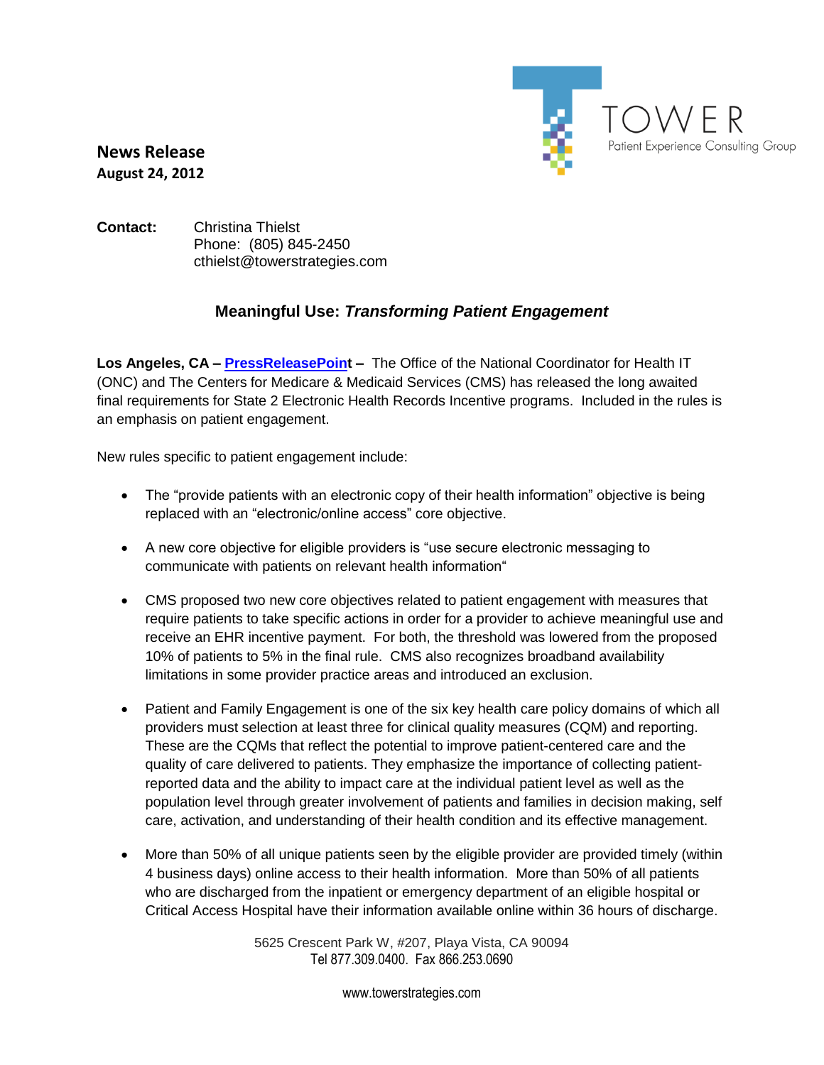TOWER
Patient Experience Consulting Group

**News Release**
**August 24, 2012**

**Contact:** Christina Thielst
Phone: (805) 845-2450
cthielst@towerstrategies.com

## Meaningful Use: *Transforming Patient Engagement*

**Los Angeles, CA – PressReleasePoint –** The Office of the National Coordinator for Health IT (ONC) and The Centers for Medicare & Medicaid Services (CMS) has released the long awaited final requirements for State 2 Electronic Health Records Incentive programs. Included in the rules is an emphasis on patient engagement.

New rules specific to patient engagement include:

- The "provide patients with an electronic copy of their health information" objective is being replaced with an "electronic/online access" core objective.
- A new core objective for eligible providers is "use secure electronic messaging to communicate with patients on relevant health information"
- CMS proposed two new core objectives related to patient engagement with measures that require patients to take specific actions in order for a provider to achieve meaningful use and receive an EHR incentive payment. For both, the threshold was lowered from the proposed 10% of patients to 5% in the final rule. CMS also recognizes broadband availability limitations in some provider practice areas and introduced an exclusion.
- Patient and Family Engagement is one of the six key health care policy domains of which all providers must selection at least three for clinical quality measures (CQM) and reporting. These are the CQMs that reflect the potential to improve patient-centered care and the quality of care delivered to patients. They emphasize the importance of collecting patient-reported data and the ability to impact care at the individual patient level as well as the population level through greater involvement of patients and families in decision making, self care, activation, and understanding of their health condition and its effective management.
- More than 50% of all unique patients seen by the eligible provider are provided timely (within 4 business days) online access to their health information. More than 50% of all patients who are discharged from the inpatient or emergency department of an eligible hospital or Critical Access Hospital have their information available online within 36 hours of discharge.

5625 Crescent Park W, #207, Playa Vista, CA 90094
Tel 877.309.0400. Fax 866.253.0690

www.towerstrategies.com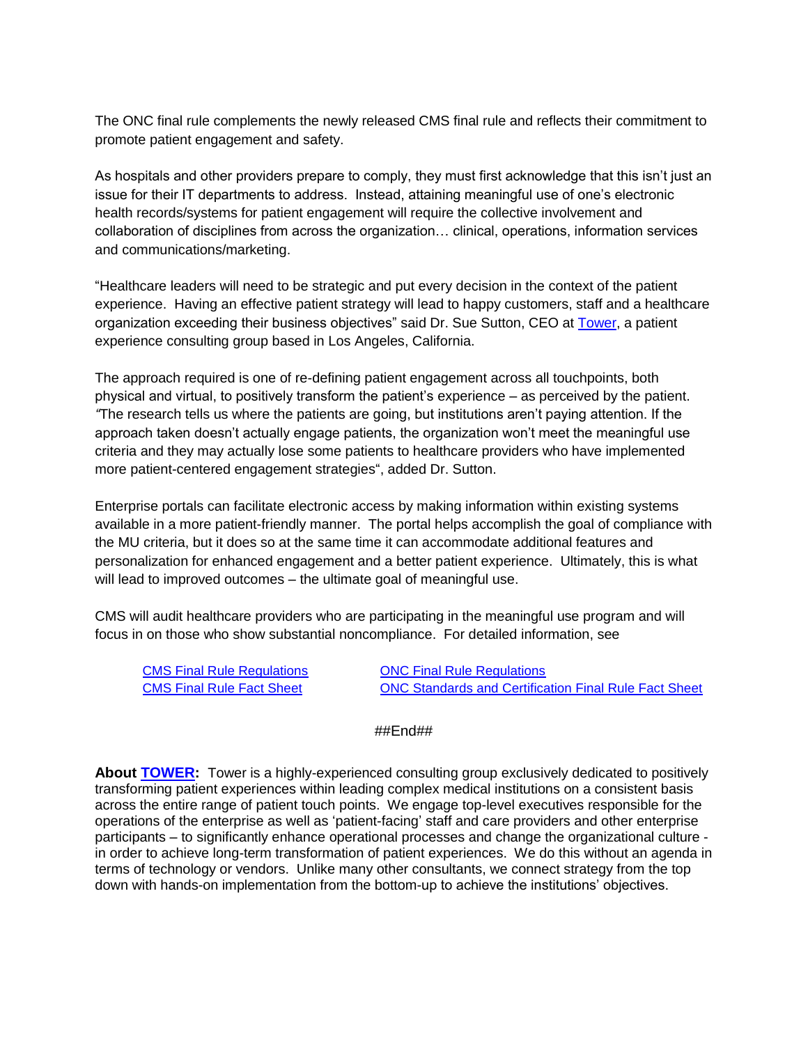The ONC final rule complements the newly released CMS final rule and reflects their commitment to promote patient engagement and safety.

As hospitals and other providers prepare to comply, they must first acknowledge that this isn't just an issue for their IT departments to address. Instead, attaining meaningful use of one's electronic health records/systems for patient engagement will require the collective involvement and collaboration of disciplines from across the organization… clinical, operations, information services and communications/marketing.

"Healthcare leaders will need to be strategic and put every decision in the context of the patient experience. Having an effective patient strategy will lead to happy customers, staff and a healthcare organization exceeding their business objectives" said Dr. Sue Sutton, CEO at Tower, a patient experience consulting group based in Los Angeles, California.

The approach required is one of re-defining patient engagement across all touchpoints, both physical and virtual, to positively transform the patient's experience – as perceived by the patient. *"*The research tells us where the patients are going, but institutions aren't paying attention. If the approach taken doesn't actually engage patients, the organization won't meet the meaningful use criteria and they may actually lose some patients to healthcare providers who have implemented more patient-centered engagement strategies", added Dr. Sutton.

Enterprise portals can facilitate electronic access by making information within existing systems available in a more patient-friendly manner. The portal helps accomplish the goal of compliance with the MU criteria, but it does so at the same time it can accommodate additional features and personalization for enhanced engagement and a better patient experience. Ultimately, this is what will lead to improved outcomes – the ultimate goal of meaningful use.

CMS will audit healthcare providers who are participating in the meaningful use program and will focus in on those who show substantial noncompliance. For detailed information, see

- CMS Final Rule Regulations
- CMS Final Rule Fact Sheet
- ONC Final Rule Regulations
- ONC Standards and Certification Final Rule Fact Sheet

##End##

**About TOWER:** Tower is a highly-experienced consulting group exclusively dedicated to positively transforming patient experiences within leading complex medical institutions on a consistent basis across the entire range of patient touch points. We engage top-level executives responsible for the operations of the enterprise as well as 'patient-facing' staff and care providers and other enterprise participants – to significantly enhance operational processes and change the organizational culture - in order to achieve long-term transformation of patient experiences. We do this without an agenda in terms of technology or vendors. Unlike many other consultants, we connect strategy from the top down with hands-on implementation from the bottom-up to achieve the institutions' objectives.